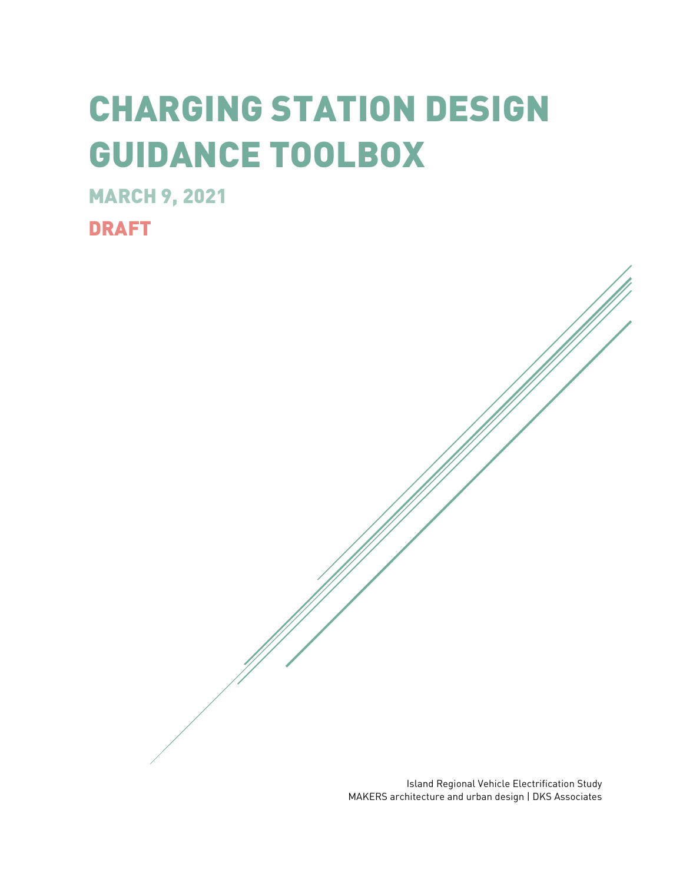# CHARGING STATION DESIGN GUIDANCE TOOLBOX

## MARCH 9, 2021

## DRAFT

Island Regional Vehicle Electrification Study
MAKERS architecture and urban design | DKS Associates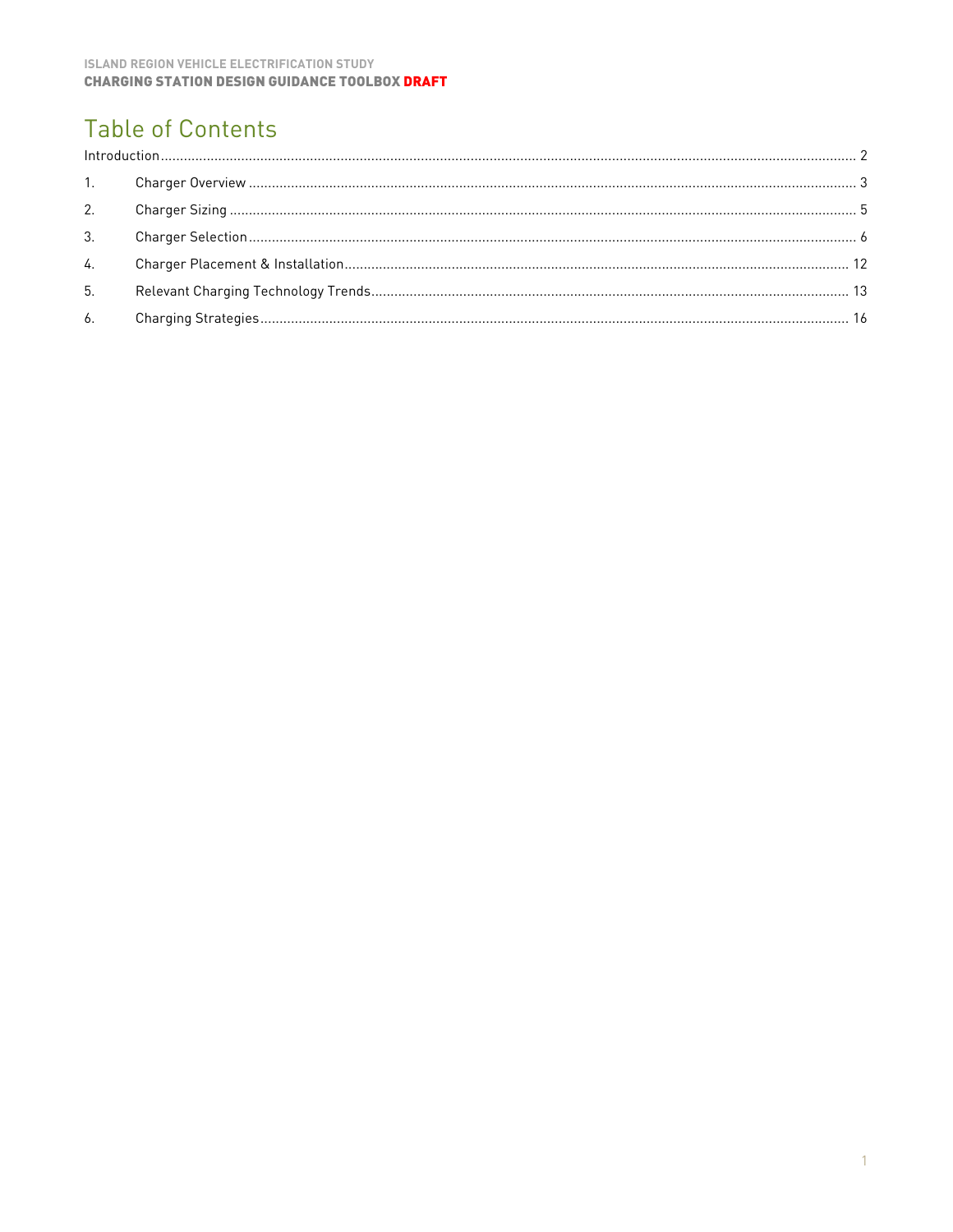# Table of Contents

Introduction ........................................................................................................................................................... 2

1. Charger Overview ............................................................................................................................................ 3
2. Charger Sizing ................................................................................................................................................. 5
3. Charger Selection ............................................................................................................................................ 6
4. Charger Placement & Installation ................................................................................................................... 12
5. Relevant Charging Technology Trends ........................................................................................................... 13
6. Charging Strategies ....................................................................................................................................... 16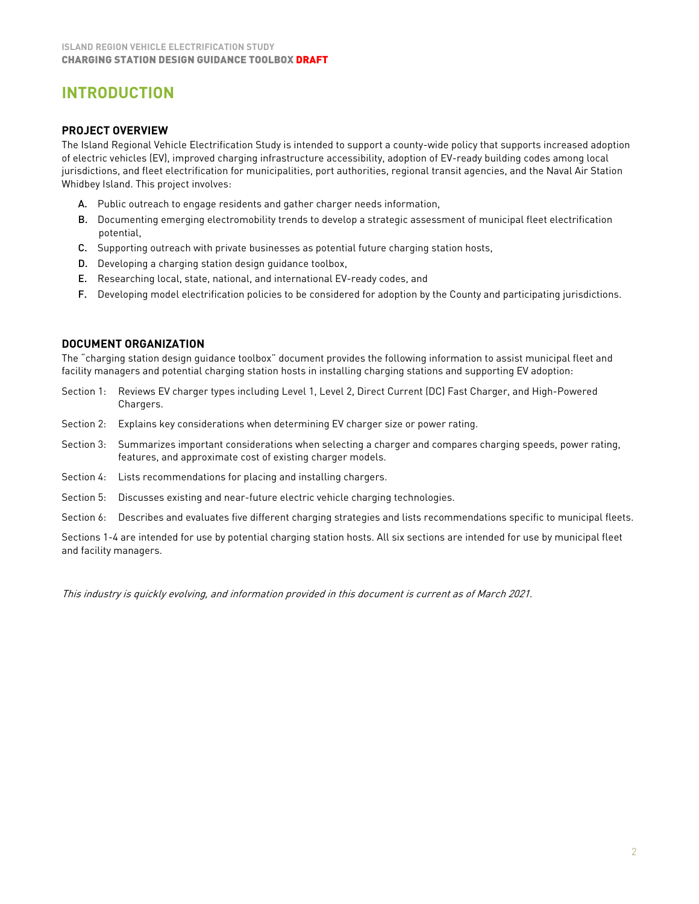# INTRODUCTION

### PROJECT OVERVIEW

The Island Regional Vehicle Electrification Study is intended to support a county-wide policy that supports increased adoption of electric vehicles (EV), improved charging infrastructure accessibility, adoption of EV-ready building codes among local jurisdictions, and fleet electrification for municipalities, port authorities, regional transit agencies, and the Naval Air Station Whidbey Island. This project involves:

- **A.** Public outreach to engage residents and gather charger needs information,
- **B.** Documenting emerging electromobility trends to develop a strategic assessment of municipal fleet electrification potential,
- **C.** Supporting outreach with private businesses as potential future charging station hosts,
- **D.** Developing a charging station design guidance toolbox,
- **E.** Researching local, state, national, and international EV-ready codes, and
- **F.** Developing model electrification policies to be considered for adoption by the County and participating jurisdictions.

### DOCUMENT ORGANIZATION

The "charging station design guidance toolbox" document provides the following information to assist municipal fleet and facility managers and potential charging station hosts in installing charging stations and supporting EV adoption:

- Section 1: Reviews EV charger types including Level 1, Level 2, Direct Current (DC) Fast Charger, and High-Powered Chargers.
- Section 2: Explains key considerations when determining EV charger size or power rating.
- Section 3: Summarizes important considerations when selecting a charger and compares charging speeds, power rating, features, and approximate cost of existing charger models.
- Section 4: Lists recommendations for placing and installing chargers.
- Section 5: Discusses existing and near-future electric vehicle charging technologies.
- Section 6: Describes and evaluates five different charging strategies and lists recommendations specific to municipal fleets.

Sections 1-4 are intended for use by potential charging station hosts. All six sections are intended for use by municipal fleet and facility managers.

*This industry is quickly evolving, and information provided in this document is current as of March 2021.*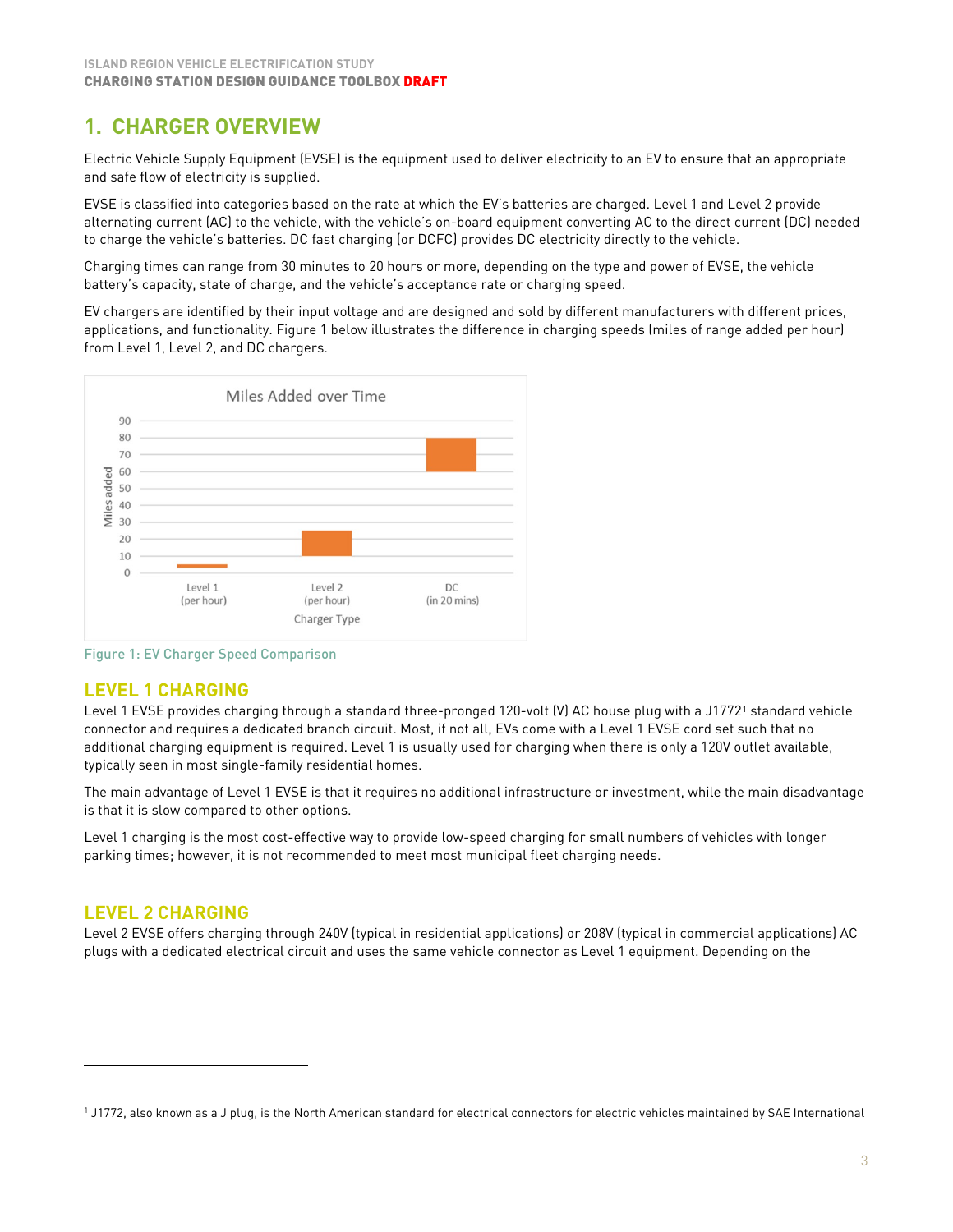# 1. CHARGER OVERVIEW

Electric Vehicle Supply Equipment (EVSE) is the equipment used to deliver electricity to an EV to ensure that an appropriate and safe flow of electricity is supplied.

EVSE is classified into categories based on the rate at which the EV's batteries are charged. Level 1 and Level 2 provide alternating current (AC) to the vehicle, with the vehicle's on-board equipment converting AC to the direct current (DC) needed to charge the vehicle's batteries. DC fast charging (or DCFC) provides DC electricity directly to the vehicle.

Charging times can range from 30 minutes to 20 hours or more, depending on the type and power of EVSE, the vehicle battery's capacity, state of charge, and the vehicle's acceptance rate or charging speed.

EV chargers are identified by their input voltage and are designed and sold by different manufacturers with different prices, applications, and functionality. Figure 1 below illustrates the difference in charging speeds (miles of range added per hour) from Level 1, Level 2, and DC chargers.

Figure 1: EV Charger Speed Comparison

## LEVEL 1 CHARGING

Level 1 EVSE provides charging through a standard three-pronged 120-volt (V) AC house plug with a J1772[1] standard vehicle connector and requires a dedicated branch circuit. Most, if not all, EVs come with a Level 1 EVSE cord set such that no additional charging equipment is required. Level 1 is usually used for charging when there is only a 120V outlet available, typically seen in most single-family residential homes.

The main advantage of Level 1 EVSE is that it requires no additional infrastructure or investment, while the main disadvantage is that it is slow compared to other options.

Level 1 charging is the most cost-effective way to provide low-speed charging for small numbers of vehicles with longer parking times; however, it is not recommended to meet most municipal fleet charging needs.

## LEVEL 2 CHARGING

Level 2 EVSE offers charging through 240V (typical in residential applications) or 208V (typical in commercial applications) AC plugs with a dedicated electrical circuit and uses the same vehicle connector as Level 1 equipment. Depending on the

[1] J1772, also known as a J plug, is the North American standard for electrical connectors for electric vehicles maintained by SAE International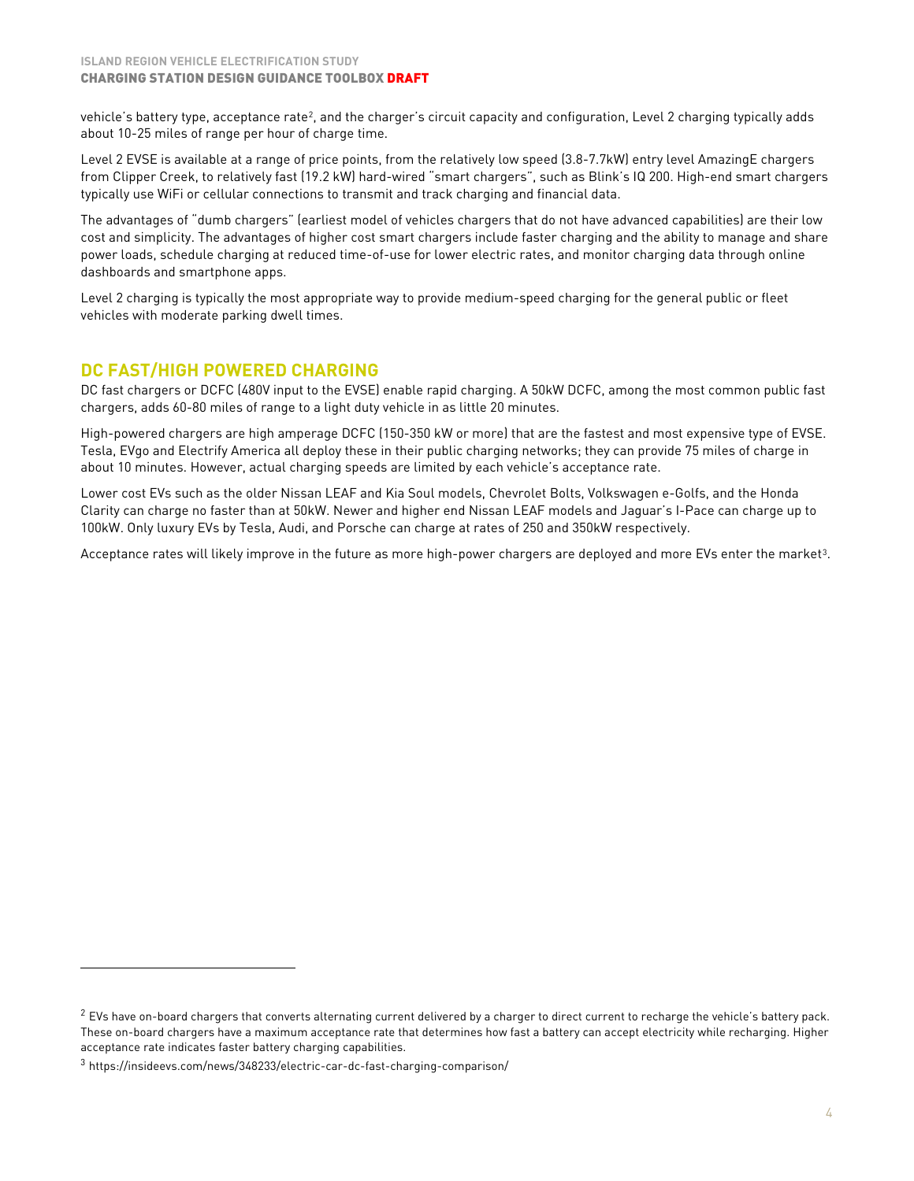vehicle's battery type, acceptance rate[2], and the charger's circuit capacity and configuration, Level 2 charging typically adds about 10-25 miles of range per hour of charge time.

Level 2 EVSE is available at a range of price points, from the relatively low speed (3.8-7.7kW) entry level AmazingE chargers from Clipper Creek, to relatively fast (19.2 kW) hard-wired "smart chargers", such as Blink's IQ 200. High-end smart chargers typically use WiFi or cellular connections to transmit and track charging and financial data.

The advantages of "dumb chargers" (earliest model of vehicles chargers that do not have advanced capabilities) are their low cost and simplicity. The advantages of higher cost smart chargers include faster charging and the ability to manage and share power loads, schedule charging at reduced time-of-use for lower electric rates, and monitor charging data through online dashboards and smartphone apps.

Level 2 charging is typically the most appropriate way to provide medium-speed charging for the general public or fleet vehicles with moderate parking dwell times.

## DC FAST/HIGH POWERED CHARGING

DC fast chargers or DCFC (480V input to the EVSE) enable rapid charging. A 50kW DCFC, among the most common public fast chargers, adds 60-80 miles of range to a light duty vehicle in as little 20 minutes.

High-powered chargers are high amperage DCFC (150-350 kW or more) that are the fastest and most expensive type of EVSE. Tesla, EVgo and Electrify America all deploy these in their public charging networks; they can provide 75 miles of charge in about 10 minutes. However, actual charging speeds are limited by each vehicle's acceptance rate.

Lower cost EVs such as the older Nissan LEAF and Kia Soul models, Chevrolet Bolts, Volkswagen e-Golfs, and the Honda Clarity can charge no faster than at 50kW. Newer and higher end Nissan LEAF models and Jaguar's I-Pace can charge up to 100kW. Only luxury EVs by Tesla, Audi, and Porsche can charge at rates of 250 and 350kW respectively.

Acceptance rates will likely improve in the future as more high-power chargers are deployed and more EVs enter the market[3].

---

[2] EVs have on-board chargers that converts alternating current delivered by a charger to direct current to recharge the vehicle's battery pack. These on-board chargers have a maximum acceptance rate that determines how fast a battery can accept electricity while recharging. Higher acceptance rate indicates faster battery charging capabilities.

[3] https://insideevs.com/news/348233/electric-car-dc-fast-charging-comparison/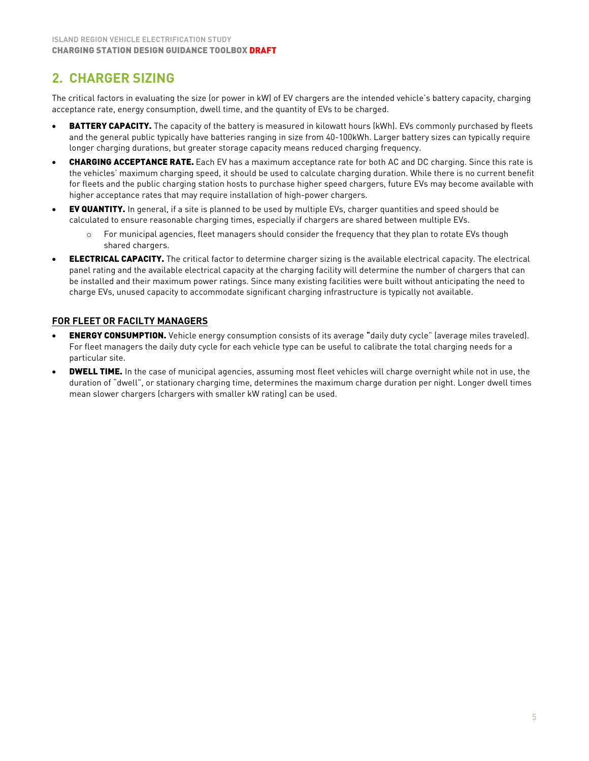## 2. CHARGER SIZING

The critical factors in evaluating the size (or power in kW) of EV chargers are the intended vehicle's battery capacity, charging acceptance rate, energy consumption, dwell time, and the quantity of EVs to be charged.

- **BATTERY CAPACITY.** The capacity of the battery is measured in kilowatt hours (kWh). EVs commonly purchased by fleets and the general public typically have batteries ranging in size from 40-100kWh. Larger battery sizes can typically require longer charging durations, but greater storage capacity means reduced charging frequency.
- **CHARGING ACCEPTANCE RATE.** Each EV has a maximum acceptance rate for both AC and DC charging. Since this rate is the vehicles' maximum charging speed, it should be used to calculate charging duration. While there is no current benefit for fleets and the public charging station hosts to purchase higher speed chargers, future EVs may become available with higher acceptance rates that may require installation of high-power chargers.
- **EV QUANTITY.** In general, if a site is planned to be used by multiple EVs, charger quantities and speed should be calculated to ensure reasonable charging times, especially if chargers are shared between multiple EVs.
    - For municipal agencies, fleet managers should consider the frequency that they plan to rotate EVs though shared chargers.
- **ELECTRICAL CAPACITY.** The critical factor to determine charger sizing is the available electrical capacity. The electrical panel rating and the available electrical capacity at the charging facility will determine the number of chargers that can be installed and their maximum power ratings. Since many existing facilities were built without anticipating the need to charge EVs, unused capacity to accommodate significant charging infrastructure is typically not available.

### FOR FLEET OR FACILTY MANAGERS

- **ENERGY CONSUMPTION.** Vehicle energy consumption consists of its average "daily duty cycle" (average miles traveled). For fleet managers the daily duty cycle for each vehicle type can be useful to calibrate the total charging needs for a particular site.
- **DWELL TIME.** In the case of municipal agencies, assuming most fleet vehicles will charge overnight while not in use, the duration of "dwell", or stationary charging time, determines the maximum charge duration per night. Longer dwell times mean slower chargers (chargers with smaller kW rating) can be used.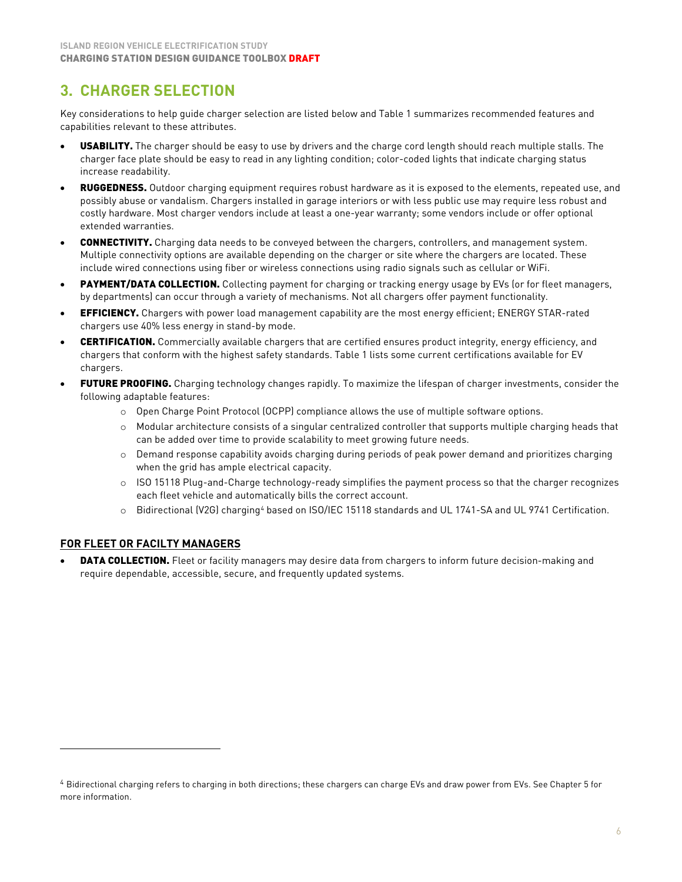# 3. CHARGER SELECTION

Key considerations to help guide charger selection are listed below and Table 1 summarizes recommended features and capabilities relevant to these attributes.

- **USABILITY.** The charger should be easy to use by drivers and the charge cord length should reach multiple stalls. The charger face plate should be easy to read in any lighting condition; color-coded lights that indicate charging status increase readability.
- **RUGGEDNESS.** Outdoor charging equipment requires robust hardware as it is exposed to the elements, repeated use, and possibly abuse or vandalism. Chargers installed in garage interiors or with less public use may require less robust and costly hardware. Most charger vendors include at least a one-year warranty; some vendors include or offer optional extended warranties.
- **CONNECTIVITY.** Charging data needs to be conveyed between the chargers, controllers, and management system. Multiple connectivity options are available depending on the charger or site where the chargers are located. These include wired connections using fiber or wireless connections using radio signals such as cellular or WiFi.
- **PAYMENT/DATA COLLECTION.** Collecting payment for charging or tracking energy usage by EVs (or for fleet managers, by departments) can occur through a variety of mechanisms. Not all chargers offer payment functionality.
- **EFFICIENCY.** Chargers with power load management capability are the most energy efficient; ENERGY STAR-rated chargers use 40% less energy in stand-by mode.
- **CERTIFICATION.** Commercially available chargers that are certified ensures product integrity, energy efficiency, and chargers that conform with the highest safety standards. Table 1 lists some current certifications available for EV chargers.
- **FUTURE PROOFING.** Charging technology changes rapidly. To maximize the lifespan of charger investments, consider the following adaptable features:
    - Open Charge Point Protocol (OCPP) compliance allows the use of multiple software options.
    - Modular architecture consists of a singular centralized controller that supports multiple charging heads that can be added over time to provide scalability to meet growing future needs.
    - Demand response capability avoids charging during periods of peak power demand and prioritizes charging when the grid has ample electrical capacity.
    - ISO 15118 Plug-and-Charge technology-ready simplifies the payment process so that the charger recognizes each fleet vehicle and automatically bills the correct account.
    - Bidirectional (V2G) charging[4] based on ISO/IEC 15118 standards and UL 1741-SA and UL 9741 Certification.

## FOR FLEET OR FACILTY MANAGERS

- **DATA COLLECTION.** Fleet or facility managers may desire data from chargers to inform future decision-making and require dependable, accessible, secure, and frequently updated systems.

[4] Bidirectional charging refers to charging in both directions; these chargers can charge EVs and draw power from EVs. See Chapter 5 for more information.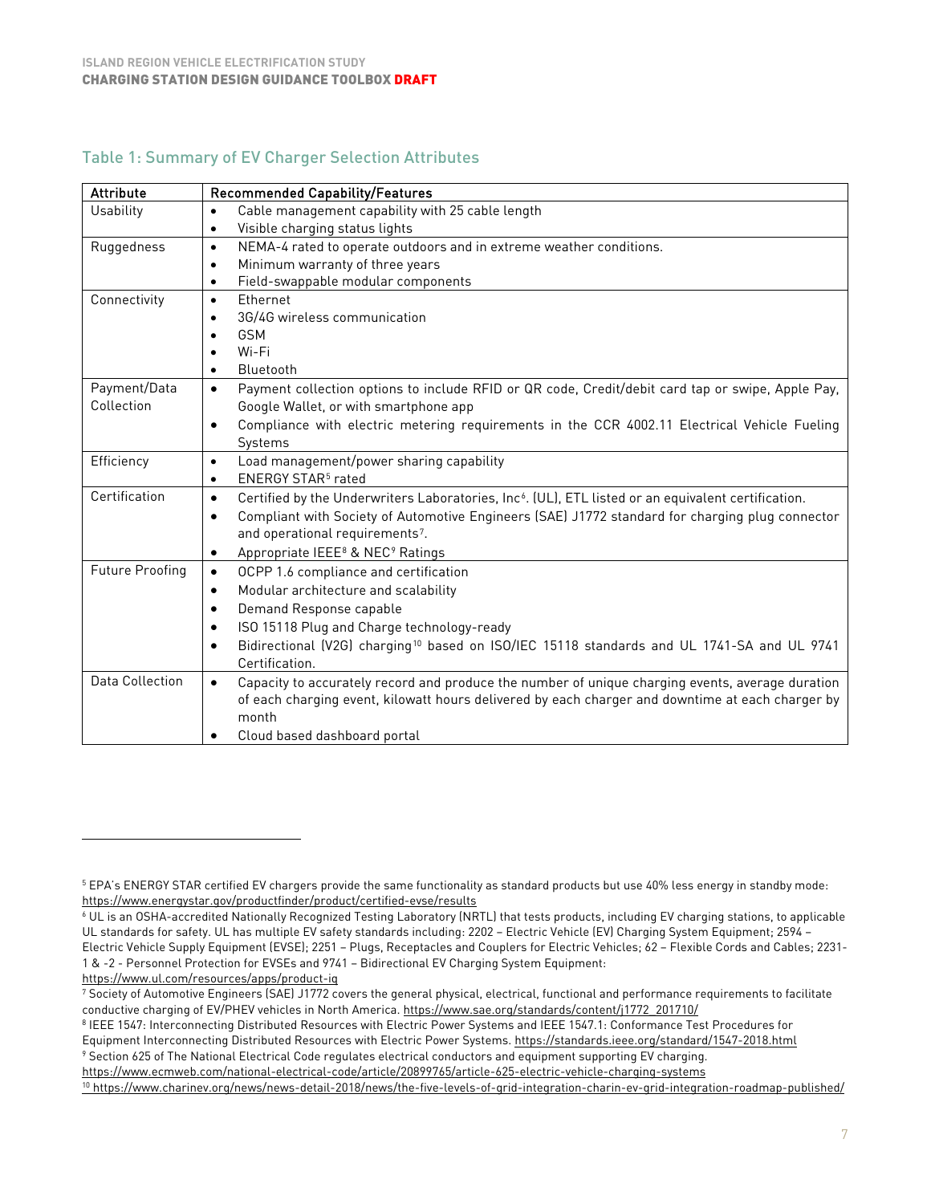## Table 1: Summary of EV Charger Selection Attributes

| Attribute | Recommended Capability/Features |
|---|---|
| Usability | • Cable management capability with 25 cable length<br>• Visible charging status lights |
| Ruggedness | • NEMA-4 rated to operate outdoors and in extreme weather conditions.<br>• Minimum warranty of three years<br>• Field-swappable modular components |
| Connectivity | • Ethernet<br>• 3G/4G wireless communication<br>• GSM<br>• Wi-Fi<br>• Bluetooth |
| Payment/Data Collection | • Payment collection options to include RFID or QR code, Credit/debit card tap or swipe, Apple Pay, Google Wallet, or with smartphone app<br>• Compliance with electric metering requirements in the CCR 4002.11 Electrical Vehicle Fueling Systems |
| Efficiency | • Load management/power sharing capability<br>• ENERGY STAR[5] rated |
| Certification | • Certified by the Underwriters Laboratories, Inc[6]. (UL), ETL listed or an equivalent certification.<br>• Compliant with Society of Automotive Engineers (SAE) J1772 standard for charging plug connector and operational requirements[7].<br>• Appropriate IEEE[8] & NEC[9] Ratings |
| Future Proofing | • OCPP 1.6 compliance and certification<br>• Modular architecture and scalability<br>• Demand Response capable<br>• ISO 15118 Plug and Charge technology-ready<br>• Bidirectional (V2G) charging[10] based on ISO/IEC 15118 standards and UL 1741-SA and UL 9741 Certification. |
| Data Collection | • Capacity to accurately record and produce the number of unique charging events, average duration of each charging event, kilowatt hours delivered by each charger and downtime at each charger by month<br>• Cloud based dashboard portal |

---

[5] EPA's ENERGY STAR certified EV chargers provide the same functionality as standard products but use 40% less energy in standby mode: https://www.energystar.gov/productfinder/product/certified-evse/results

[6] UL is an OSHA-accredited Nationally Recognized Testing Laboratory (NRTL) that tests products, including EV charging stations, to applicable UL standards for safety. UL has multiple EV safety standards including: 2202 – Electric Vehicle (EV) Charging System Equipment; 2594 – Electric Vehicle Supply Equipment (EVSE); 2251 – Plugs, Receptacles and Couplers for Electric Vehicles; 62 – Flexible Cords and Cables; 2231-1 & -2 - Personnel Protection for EVSEs and 9741 – Bidirectional EV Charging System Equipment: https://www.ul.com/resources/apps/product-iq

[7] Society of Automotive Engineers (SAE) J1772 covers the general physical, electrical, functional and performance requirements to facilitate conductive charging of EV/PHEV vehicles in North America. https://www.sae.org/standards/content/j1772_201710/

[8] IEEE 1547: Interconnecting Distributed Resources with Electric Power Systems and IEEE 1547.1: Conformance Test Procedures for Equipment Interconnecting Distributed Resources with Electric Power Systems. https://standards.ieee.org/standard/1547-2018.html

[9] Section 625 of The National Electrical Code regulates electrical conductors and equipment supporting EV charging. https://www.ecmweb.com/national-electrical-code/article/20899765/article-625-electric-vehicle-charging-systems

[10] https://www.charinev.org/news/news-detail-2018/news/the-five-levels-of-grid-integration-charin-ev-grid-integration-roadmap-published/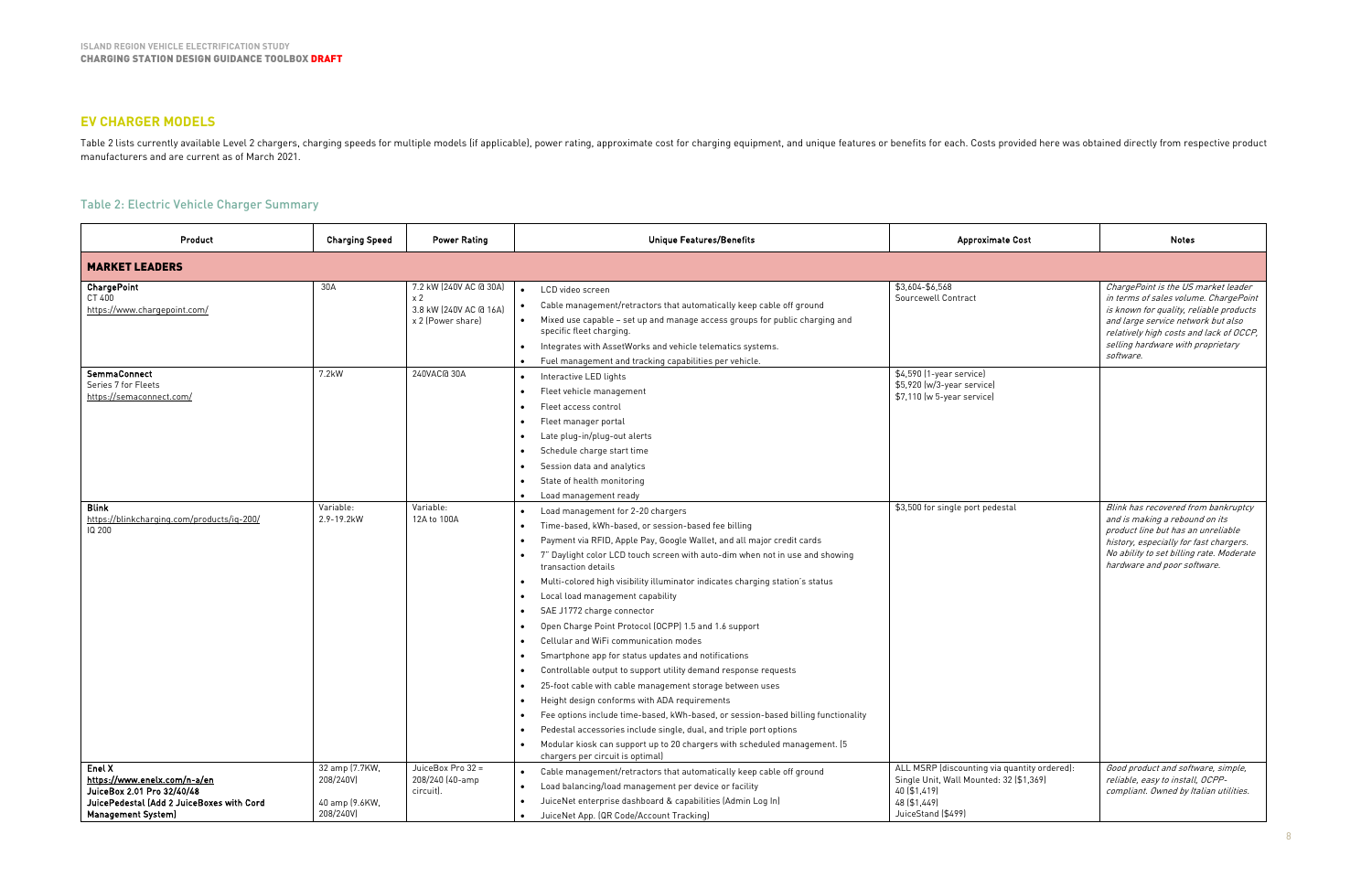## EV CHARGER MODELS

Table 2 lists currently available Level 2 chargers, charging speeds for multiple models (if applicable), power rating, approximate cost for charging equipment, and unique features or benefits for each. Costs provided here was obtained directly from respective product manufacturers and are current as of March 2021.

### Table 2: Electric Vehicle Charger Summary

| Product | Charging Speed | Power Rating | Unique Features/Benefits | Approximate Cost | Notes |
|---|---|---|---|---|---|
| **MARKET LEADERS** | | | | | |
| **ChargePoint**<br>CT 400<br>https://www.chargepoint.com/ | 30A | 7.2 kW (240V AC @ 30A) x 2<br>3.8 kW (240V AC @ 16A) x 2 (Power share) | • LCD video screen<br>• Cable management/retractors that automatically keep cable off ground<br>• Mixed use capable – set up and manage access groups for public charging and specific fleet charging.<br>• Integrates with AssetWorks and vehicle telematics systems.<br>• Fuel management and tracking capabilities per vehicle. | $3,604-$6,568<br>Sourcewell Contract | *ChargePoint is the US market leader in terms of sales volume. ChargePoint is known for quality, reliable products and large service network but also relatively high costs and lack of OCCP, selling hardware with proprietary software.* |
| **SemmaConnect**<br>Series 7 for Fleets<br>https://semaconnect.com/ | 7.2kW | 240VAC@ 30A | • Interactive LED lights<br>• Fleet vehicle management<br>• Fleet access control<br>• Fleet manager portal<br>• Late plug-in/plug-out alerts<br>• Schedule charge start time<br>• Session data and analytics<br>• State of health monitoring<br>• Load management ready | $4,590 (1-year service)<br>$5,920 (w/3-year service)<br>$7,110 (w 5-year service) | |
| **Blink**<br>https://blinkcharging.com/products/iq-200/<br>IQ 200 | Variable:<br>2.9-19.2kW | Variable:<br>12A to 100A | • Load management for 2-20 chargers<br>• Time-based, kWh-based, or session-based fee billing<br>• Payment via RFID, Apple Pay, Google Wallet, and all major credit cards<br>• 7" Daylight color LCD touch screen with auto-dim when not in use and showing transaction details<br>• Multi-colored high visibility illuminator indicates charging station's status<br>• Local load management capability<br>• SAE J1772 charge connector<br>• Open Charge Point Protocol (OCPP) 1.5 and 1.6 support<br>• Cellular and WiFi communication modes<br>• Smartphone app for status updates and notifications<br>• Controllable output to support utility demand response requests<br>• 25-foot cable with cable management storage between uses<br>• Height design conforms with ADA requirements<br>• Fee options include time-based, kWh-based, or session-based billing functionality<br>• Pedestal accessories include single, dual, and triple port options<br>• Modular kiosk can support up to 20 chargers with scheduled management. (5 chargers per circuit is optimal) | $3,500 for single port pedestal | *Blink has recovered from bankruptcy and is making a rebound on its product line but has an unreliable history, especially for fast chargers. No ability to set billing rate. Moderate hardware and poor software.* |
| **Enel X**<br>https://www.enelx.com/n-a/en<br>**JuiceBox 2.01 Pro 32/40/48**<br>**JuicePedestal (Add 2 JuiceBoxes with Cord Management System)** | 32 amp (7.7KW, 208/240V)<br>40 amp (9.6KW, 208/240V) | JuiceBox Pro 32 = 208/240 (40-amp circuit). | • Cable management/retractors that automatically keep cable off ground<br>• Load balancing/load management per device or facility<br>• JuiceNet enterprise dashboard & capabilities (Admin Log In)<br>• JuiceNet App. (QR Code/Account Tracking) | ALL MSRP (discounting via quantity ordered):<br>Single Unit, Wall Mounted: 32 ($1,369)<br>40 ($1,419)<br>48 ($1,449)<br>JuiceStand ($499) | *Good product and software, simple, reliable, easy to install, OCPP-compliant. Owned by Italian utilities.* |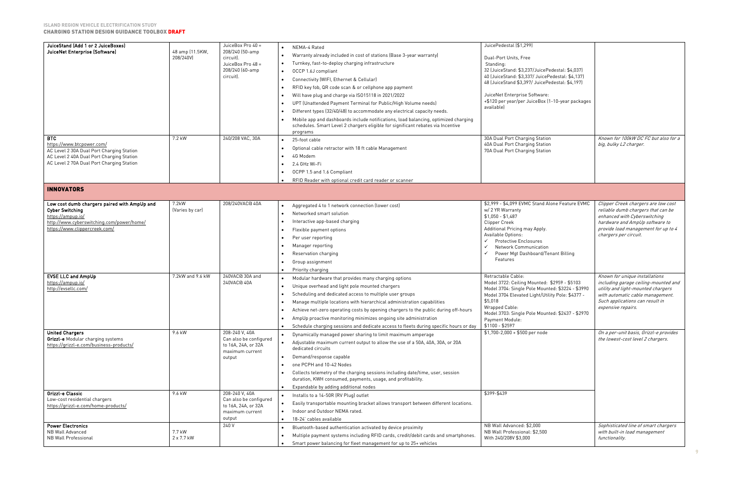| JuiceStand (Add 1 or 2 JuiceBoxes) JuiceNet Enterprise (Software) | 48 amp (11.5KW, 208/240V) | JuiceBox Pro 40 = 208/240 (50-amp circuit). JuiceBox Pro 48 = 208/240 (60-amp circuit). | • NEMA-4 Rated<br>• Warranty already included in cost of stations (Base 3-year warranty)<br>• Turnkey, fast-to-deploy charging infrastructure<br>• OCCP 1.6J compliant<br>• Connectivity (WIFI, Ethernet & Cellular)<br>• RFID key fob, QR code scan & or cellphone app payment<br>• Will have plug and charge via ISO15118 in 2021/2022<br>• UPT (Unattended Payment Terminal for Public/High Volume needs)<br>• Different types (32/40/48) to accommodate any electrical capacity needs.<br>• Mobile app and dashboards include notifications, load balancing, optimized charging schedules. Smart Level 2 chargers eligible for significant rebates via Incentive programs | JuicePedestal ($1,299)<br><br>Dual-Port Units, Free Standing:<br>32 (JuiceStand: $3,237/JucePedestal: $4,037)<br>40 (JuiceStand: $3,337/ JuicePedestal: $4,137)<br>48 (JuiceStand $3,397/ JuicePedestal: $4,197)<br><br>JuiceNet Enterprise Software:<br>+$120 per year/per JuiceBox (1-10-year packages available) | |
|---|---|---|---|---|---|
| **BTC**<br>https://www.btcpower.com/<br>AC Level 2 30A Dual Port Charging Station<br>AC Level 2 40A Dual Port Charging Station<br>AC Level 2 70A Dual Port Charging Station | 7.2 kW | 240/208 VAC, 30A | • 25-foot cable<br>• Optional cable retractor with 18 ft cable Management<br>• 4G Modem<br>• 2.4 GHz Wi-Fi<br>• OCPP 1.5 and 1.6 Compliant<br>• RFID Reader with optional credit card reader or scanner | 30A Dual Port Charging Station<br>40A Dual Port Charging Station<br>70A Dual Port Charging Station | *Known for 100kW DC FC but also for a big, bulky L2 charger.* |
| **INNOVATORS** | | | | | |
| **Low cost dumb chargers paired with AmpUp and Cyber Switching**<br>https://ampup.io/<br>http://www.cyberswitching.com/power/home/<br>https://www.clippercreek.com/ | 7.2kW (Varies by car) | 208/240VAC@40A | • Aggregated 4 to 1 network connection (lower cost)<br>• Networked smart solution<br>• Interactive app-based charging<br>• Flexible payment options<br>• Per user reporting<br>• Manager reporting<br>• Reservation charging<br>• Group assignment<br>• Priority charging | $2,999 - $4,099 EVMC Stand Alone Feature EVMC w/ 2 YR Warranty<br>$1,050 - $1,487<br>Clipper Creek<br>Additional Pricing may Apply.<br>Available Options:<br>✓ Protective Enclosures<br>✓ Network Communication<br>✓ Power Mgt Dashboard/Tenant Billing Features | *Clipper Creek chargers are low cost reliable dumb chargers that can be enhanced with Cyberswitching hardware and AmpUp software to provide load management for up to 4 chargers per circuit.* |
| **EVSE LLC and AmpUp**<br>https://ampup.io/<br>http://evsellc.com/ | 7.2kW and 9.6 kW | 240VAC@ 30A and 240VAC@ 40A | • Modular hardware that provides many charging options<br>• Unique overhead and light pole mounted chargers<br>• Scheduling and dedicated access to multiple user groups<br>• Manage multiple locations with hierarchical administration capabilities<br>• Achieve net-zero operating costs by opening chargers to the public during off-hours<br>• AmpUp proactive monitoring minimizes ongoing site administration<br>• Schedule charging sessions and dedicate access to fleets during specific hours or day | Retractable Cable:<br>Model 3722: Ceiling Mounted: $2959 - $5103<br>Model 3704: Single Pole Mounted: $3224 - $3990<br>Model 3704 Elevated Light/Utility Pole: $4377 - $5,018<br>Wrapped Cable:<br>Model 3703: Single Pole Mounted: $2437 - $2970<br>Payment Module:<br>$1100 - $2597 | *Known for unique installations including garage ceiling-mounted and utility and light-mounted chargers with automatic cable management. Such applications can result in expensive repairs.* |
| **United Chargers**<br>**Grizzl-e** Modular charging systems<br>https://grizzl-e.com/business-products/ | 9.6 kW | 208-240 V, 40A<br>Can also be configured to 16A, 24A, or 32A maximum current output | • Dynamically managed power sharing to limit maximum amperage<br>• Adjustable maximum current output to allow the use of a 50A, 40A, 30A, or 20A dedicated circuits<br>• Demand/response capable<br>• one PCPH and 10-42 Nodes<br>• Collects telemetry of the charging sessions including date/time, user, session duration, KWH consumed, payments, usage, and profitability.<br>• Expandable by adding additional nodes | $1,700-2,000 + $500 per node | *On a per-unit basis, Grizzl-e provides the lowest-cost level 2 chargers.* |
| **Grizzl-e Classic**<br>Low-cost residential chargers<br>https://grizzl-e.com/home-products/ | 9.6 kW | 208-240 V, 40A<br>Can also be configured to 16A, 24A, or 32A maximum current output | • Installs to a 14-50R (RV Plug) outlet<br>• Easily transportable mounting bracket allows transport between different locations.<br>• Indoor and Outdoor NEMA rated.<br>• 18-24' cables available | $399-$439 | |
| **Power Electronics**<br>NB Wall Advanced<br>NB Wall Professional | 7.7 kW<br>2 x 7.7 kW | 240 V | • Bluetooth-based authentication activated by device proximity<br>• Multiple payment systems including RFID cards, credit/debit cards and smartphones.<br>• Smart power balancing for fleet management for up to 25+ vehicles | NB Wall Advanced: $2,000<br>NB Wall Professional: $2,500<br>With 240/208V $3,000 | *Sophisticated line of smart chargers with built-in load management functionality.* |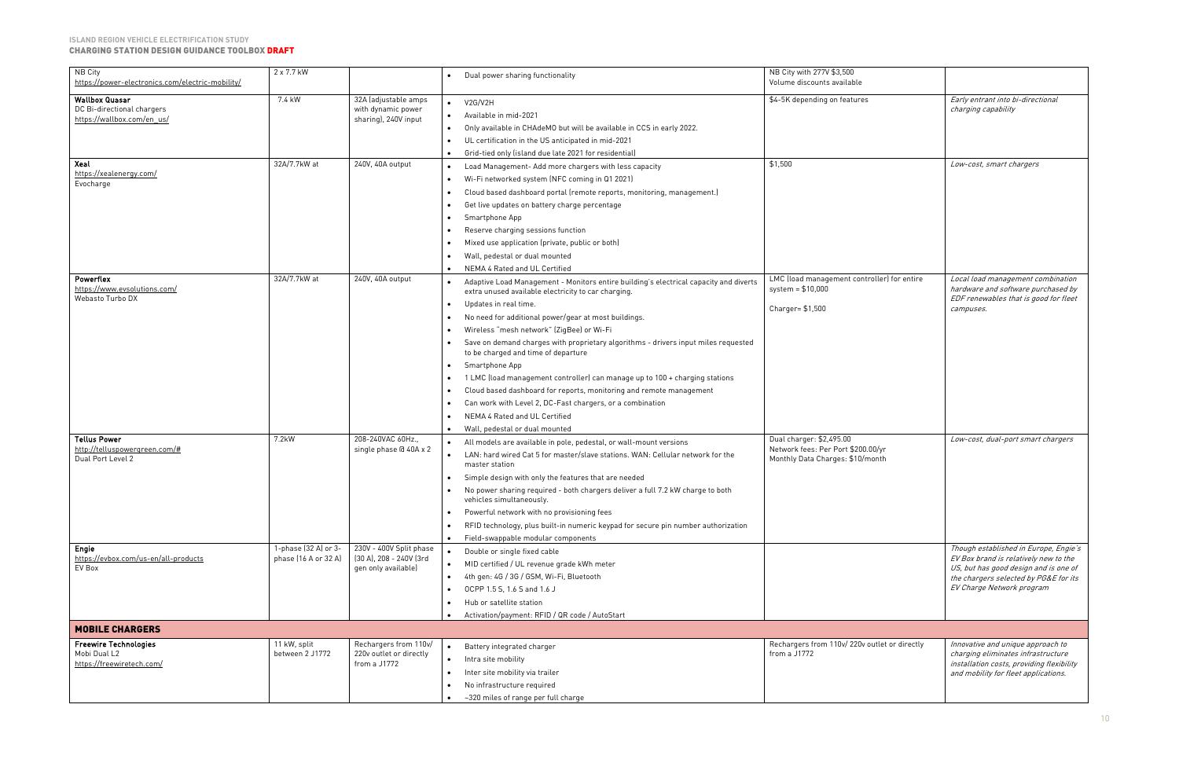| | | | | | |
|---|---|---|---|---|---|
| NB City<br>https://power-electronics.com/electric-mobility/ | 2 x 7.7 kW | | • Dual power sharing functionality | NB City with 277V $3,500<br>Volume discounts available | |
| **Wallbox Quasar**<br>DC Bi-directional chargers<br>https://wallbox.com/en_us/ | 7.4 kW | 32A (adjustable amps with dynamic power sharing), 240V input | • V2G/V2H<br>• Available in mid-2021<br>• Only available in CHAdeMO but will be available in CCS in early 2022.<br>• UL certification in the US anticipated in mid-2021<br>• Grid-tied only (island due late 2021 for residential) | $4-5K depending on features | *Early entrant into bi-directional charging capability* |
| **Xeal**<br>https://xealenergy.com/<br>Evocharge | 32A/7.7kW at | 240V, 40A output | • Load Management- Add more chargers with less capacity<br>• Wi-Fi networked system (NFC coming in Q1 2021)<br>• Cloud based dashboard portal (remote reports, monitoring, management.)<br>• Get live updates on battery charge percentage<br>• Smartphone App<br>• Reserve charging sessions function<br>• Mixed use application (private, public or both)<br>• Wall, pedestal or dual mounted<br>• NEMA 4 Rated and UL Certified | $1,500 | *Low-cost, smart chargers* |
| **Powerflex**<br>https://www.evsolutions.com/<br>Webasto Turbo DX | 32A/7.7kW at | 240V, 40A output | • Adaptive Load Management - Monitors entire building's electrical capacity and diverts extra unused available electricity to car charging.<br>• Updates in real time.<br>• No need for additional power/gear at most buildings.<br>• Wireless "mesh network" (ZigBee) or Wi-Fi<br>• Save on demand charges with proprietary algorithms - drivers input miles requested to be charged and time of departure<br>• Smartphone App<br>• 1 LMC (load management controller) can manage up to 100 + charging stations<br>• Cloud based dashboard for reports, monitoring and remote management<br>• Can work with Level 2, DC-Fast chargers, or a combination<br>• NEMA 4 Rated and UL Certified<br>• Wall, pedestal or dual mounted | LMC (load management controller) for entire system = $10,000<br><br>Charger= $1,500 | *Local load management combination hardware and software purchased by EDF renewables that is good for fleet campuses.* |
| **Tellus Power**<br>http://telluspowergreen.com/#<br>Dual Port Level 2 | 7.2kW | 208-240VAC 60Hz., single phase @ 40A x 2 | • All models are available in pole, pedestal, or wall-mount versions<br>• LAN: hard wired Cat 5 for master/slave stations. WAN: Cellular network for the master station<br>• Simple design with only the features that are needed<br>• No power sharing required - both chargers deliver a full 7.2 kW charge to both vehicles simultaneously.<br>• Powerful network with no provisioning fees<br>• RFID technology, plus built-in numeric keypad for secure pin number authorization<br>• Field-swappable modular components | Dual charger: $2,495.00<br>Network fees: Per Port $200.00/yr<br>Monthly Data Charges: $10/month | *Low-cost, dual-port smart chargers* |
| **Engie**<br>https://evbox.com/us-en/all-products<br>EV Box | 1-phase (32 A) or 3-phase (16 A or 32 A) | 230V - 400V Split phase (30 A), 208 - 240V (3rd gen only available) | • Double or single fixed cable<br>• MID certified / UL revenue grade kWh meter<br>• 4th gen: 4G / 3G / GSM, Wi-Fi, Bluetooth<br>• OCPP 1.5 S, 1.6 S and 1.6 J<br>• Hub or satellite station<br>• Activation/payment: RFID / QR code / AutoStart | | *Though established in Europe, Engie's EV Box brand is relatively new to the US, but has good design and is one of the chargers selected by PG&E for its EV Charge Network program* |
| **MOBILE CHARGERS** | | | | | |
| **Freewire Technologies**<br>Mobi Dual L2<br>https://freewiretech.com/ | 11 kW, split between 2 J1772 | Rechargers from 110v/ 220v outlet or directly from a J1772 | • Battery integrated charger<br>• Intra site mobility<br>• Inter site mobility via trailer<br>• No infrastructure required<br>• ~320 miles of range per full charge | Rechargers from 110v/ 220v outlet or directly from a J1772 | *Innovative and unique approach to charging eliminates infrastructure installation costs, providing flexibility and mobility for fleet applications.* |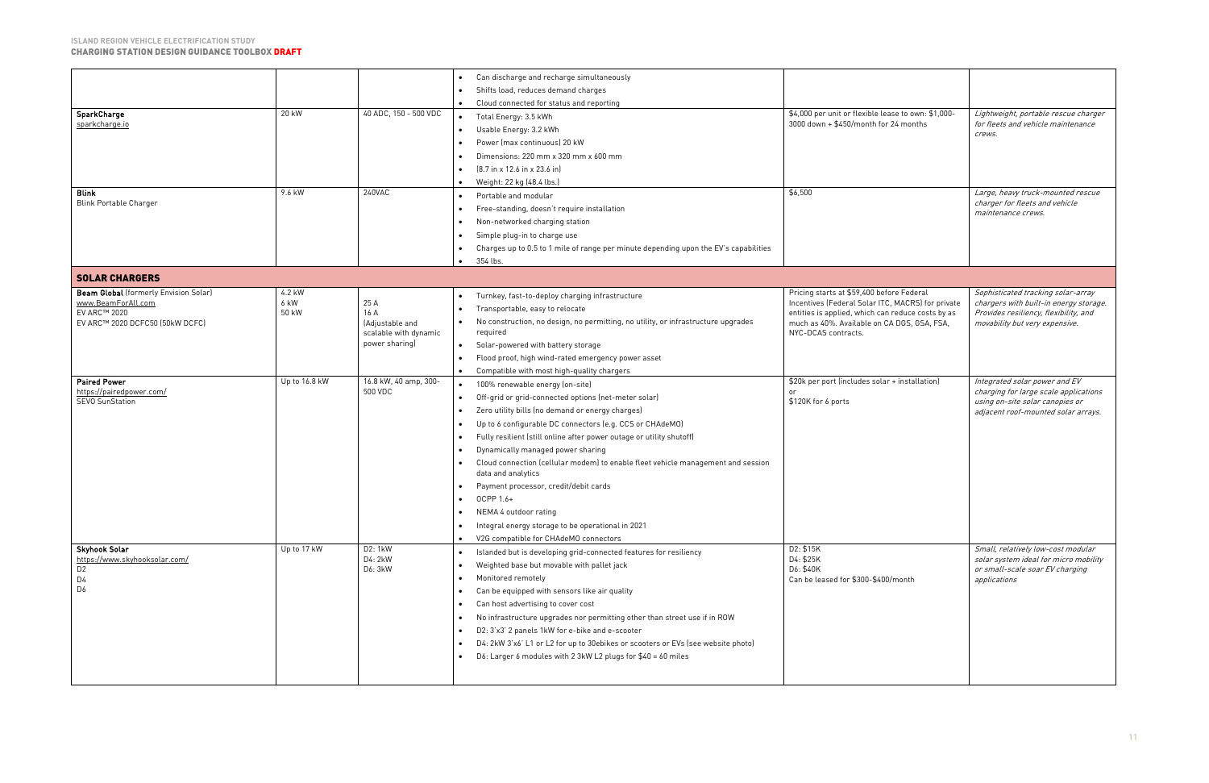| | | | | | |
|---|---|---|---|---|---|
| | | | • Can discharge and recharge simultaneously<br>• Shifts load, reduces demand charges<br>• Cloud connected for status and reporting | | |
| **SparkCharge**<br>sparkcharge.io | 20 kW | 40 ADC, 150 - 500 VDC | • Total Energy: 3.5 kWh<br>• Usable Energy: 3.2 kWh<br>• Power (max continuous) 20 kW<br>• Dimensions: 220 mm x 320 mm x 600 mm<br>• (8.7 in x 12.6 in x 23.6 in)<br>• Weight: 22 kg (48.4 lbs.) | $4,000 per unit or flexible lease to own: $1,000-3000 down + $450/month for 24 months | *Lightweight, portable rescue charger for fleets and vehicle maintenance crews.* |
| **Blink**<br>Blink Portable Charger | 9.6 kW | 240VAC | • Portable and modular<br>• Free-standing, doesn't require installation<br>• Non-networked charging station<br>• Simple plug-in to charge use<br>• Charges up to 0.5 to 1 mile of range per minute depending upon the EV's capabilities<br>• 354 lbs. | $6,500 | *Large, heavy truck-mounted rescue charger for fleets and vehicle maintenance crews.* |
| **SOLAR CHARGERS** | | | | | |
| **Beam Global** (formerly Envision Solar)<br>www.BeamForAll.com<br>EV ARC™ 2020<br>EV ARC™ 2020 DCFC50 (50kW DCFC) | 4.2 kW<br>6 kW<br>50 kW | 25 A<br>16 A<br>(Adjustable and scalable with dynamic power sharing) | • Turnkey, fast-to-deploy charging infrastructure<br>• Transportable, easy to relocate<br>• No construction, no design, no permitting, no utility, or infrastructure upgrades required<br>• Solar-powered with battery storage<br>• Flood proof, high wind-rated emergency power asset<br>• Compatible with most high-quality chargers | Pricing starts at $59,400 before Federal Incentives (Federal Solar ITC, MACRS) for private entities is applied, which can reduce costs by as much as 40%. Available on CA DGS, GSA, FSA, NYC-DCAS contracts. | *Sophisticated tracking solar-array chargers with built-in energy storage. Provides resiliency, flexibility, and movability but very expensive.* |
| **Paired Power**<br>https://pairedpower.com/<br>SEVO SunStation | Up to 16.8 kW | 16.8 kW, 40 amp, 300-500 VDC | • 100% renewable energy (on-site)<br>• Off-grid or grid-connected options (net-meter solar)<br>• Zero utility bills (no demand or energy charges)<br>• Up to 6 configurable DC connectors (e.g. CCS or CHAdeMO)<br>• Fully resilient (still online after power outage or utility shutoff)<br>• Dynamically managed power sharing<br>• Cloud connection (cellular modem) to enable fleet vehicle management and session data and analytics<br>• Payment processor, credit/debit cards<br>• OCPP 1.6+<br>• NEMA 4 outdoor rating<br>• Integral energy storage to be operational in 2021<br>• V2G compatible for CHAdeMO connectors | $20k per port (includes solar + installation)<br>or<br>$120K for 6 ports | *Integrated solar power and EV charging for large scale applications using on-site solar canopies or adjacent roof-mounted solar arrays.* |
| **Skyhook Solar**<br>https://www.skyhooksolar.com/<br>D2<br>D4<br>D6 | Up to 17 kW | D2: 1kW<br>D4: 2kW<br>D6: 3kW | • Islanded but is developing grid-connected features for resiliency<br>• Weighted base but movable with pallet jack<br>• Monitored remotely<br>• Can be equipped with sensors like air quality<br>• Can host advertising to cover cost<br>• No infrastructure upgrades nor permitting other than street use if in ROW<br>• D2: 3'x3' 2 panels 1kW for e-bike and e-scooter<br>• D4: 2kW 3'x6' L1 or L2 for up to 30ebikes or scooters or EVs (see website photo)<br>• D6: Larger 6 modules with 2 3kW L2 plugs for $40 = 60 miles | D2: $15K<br>D4: $25K<br>D6: $40K<br>Can be leased for $300-$400/month | *Small, relatively low-cost modular solar system ideal for micro mobility or small-scale soar EV charging applications* |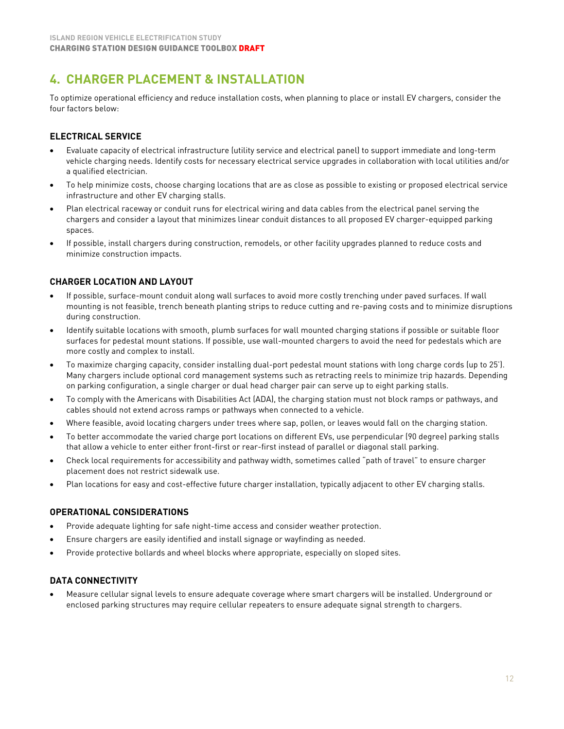# 4. CHARGER PLACEMENT & INSTALLATION

To optimize operational efficiency and reduce installation costs, when planning to place or install EV chargers, consider the four factors below:

### ELECTRICAL SERVICE

- Evaluate capacity of electrical infrastructure (utility service and electrical panel) to support immediate and long-term vehicle charging needs. Identify costs for necessary electrical service upgrades in collaboration with local utilities and/or a qualified electrician.
- To help minimize costs, choose charging locations that are as close as possible to existing or proposed electrical service infrastructure and other EV charging stalls.
- Plan electrical raceway or conduit runs for electrical wiring and data cables from the electrical panel serving the chargers and consider a layout that minimizes linear conduit distances to all proposed EV charger-equipped parking spaces.
- If possible, install chargers during construction, remodels, or other facility upgrades planned to reduce costs and minimize construction impacts.

### CHARGER LOCATION AND LAYOUT

- If possible, surface-mount conduit along wall surfaces to avoid more costly trenching under paved surfaces. If wall mounting is not feasible, trench beneath planting strips to reduce cutting and re-paving costs and to minimize disruptions during construction.
- Identify suitable locations with smooth, plumb surfaces for wall mounted charging stations if possible or suitable floor surfaces for pedestal mount stations. If possible, use wall-mounted chargers to avoid the need for pedestals which are more costly and complex to install.
- To maximize charging capacity, consider installing dual-port pedestal mount stations with long charge cords (up to 25'). Many chargers include optional cord management systems such as retracting reels to minimize trip hazards. Depending on parking configuration, a single charger or dual head charger pair can serve up to eight parking stalls.
- To comply with the Americans with Disabilities Act (ADA), the charging station must not block ramps or pathways, and cables should not extend across ramps or pathways when connected to a vehicle.
- Where feasible, avoid locating chargers under trees where sap, pollen, or leaves would fall on the charging station.
- To better accommodate the varied charge port locations on different EVs, use perpendicular (90 degree) parking stalls that allow a vehicle to enter either front-first or rear-first instead of parallel or diagonal stall parking.
- Check local requirements for accessibility and pathway width, sometimes called "path of travel" to ensure charger placement does not restrict sidewalk use.
- Plan locations for easy and cost-effective future charger installation, typically adjacent to other EV charging stalls.

### OPERATIONAL CONSIDERATIONS

- Provide adequate lighting for safe night-time access and consider weather protection.
- Ensure chargers are easily identified and install signage or wayfinding as needed.
- Provide protective bollards and wheel blocks where appropriate, especially on sloped sites.

### DATA CONNECTIVITY

- Measure cellular signal levels to ensure adequate coverage where smart chargers will be installed. Underground or enclosed parking structures may require cellular repeaters to ensure adequate signal strength to chargers.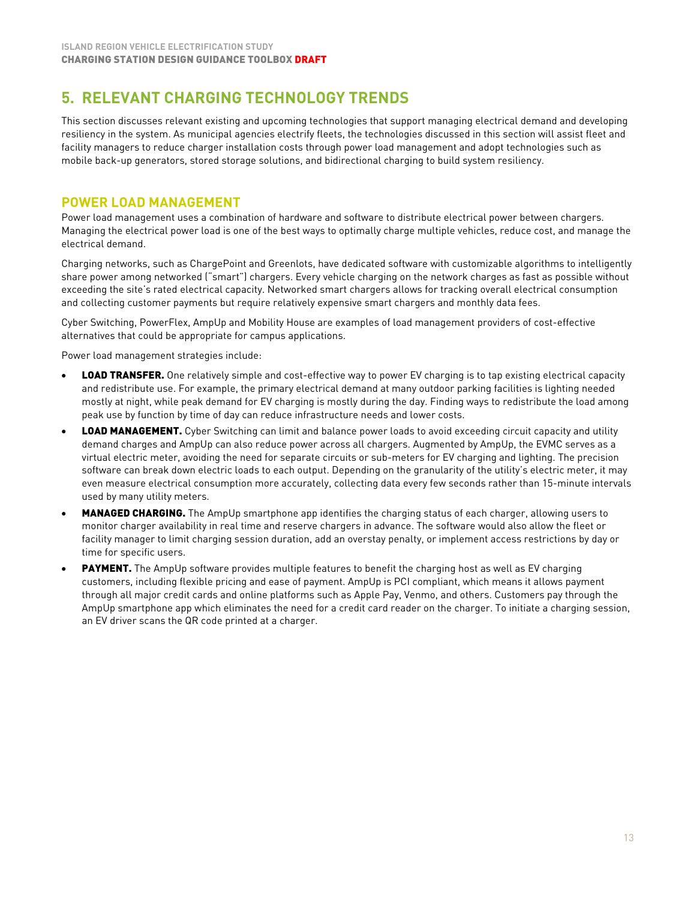# 5. RELEVANT CHARGING TECHNOLOGY TRENDS

This section discusses relevant existing and upcoming technologies that support managing electrical demand and developing resiliency in the system. As municipal agencies electrify fleets, the technologies discussed in this section will assist fleet and facility managers to reduce charger installation costs through power load management and adopt technologies such as mobile back-up generators, stored storage solutions, and bidirectional charging to build system resiliency.

## POWER LOAD MANAGEMENT

Power load management uses a combination of hardware and software to distribute electrical power between chargers. Managing the electrical power load is one of the best ways to optimally charge multiple vehicles, reduce cost, and manage the electrical demand.

Charging networks, such as ChargePoint and Greenlots, have dedicated software with customizable algorithms to intelligently share power among networked ("smart") chargers. Every vehicle charging on the network charges as fast as possible without exceeding the site's rated electrical capacity. Networked smart chargers allows for tracking overall electrical consumption and collecting customer payments but require relatively expensive smart chargers and monthly data fees.

Cyber Switching, PowerFlex, AmpUp and Mobility House are examples of load management providers of cost-effective alternatives that could be appropriate for campus applications.

Power load management strategies include:

- **LOAD TRANSFER.** One relatively simple and cost-effective way to power EV charging is to tap existing electrical capacity and redistribute use. For example, the primary electrical demand at many outdoor parking facilities is lighting needed mostly at night, while peak demand for EV charging is mostly during the day. Finding ways to redistribute the load among peak use by function by time of day can reduce infrastructure needs and lower costs.
- **LOAD MANAGEMENT.** Cyber Switching can limit and balance power loads to avoid exceeding circuit capacity and utility demand charges and AmpUp can also reduce power across all chargers. Augmented by AmpUp, the EVMC serves as a virtual electric meter, avoiding the need for separate circuits or sub-meters for EV charging and lighting. The precision software can break down electric loads to each output. Depending on the granularity of the utility's electric meter, it may even measure electrical consumption more accurately, collecting data every few seconds rather than 15-minute intervals used by many utility meters.
- **MANAGED CHARGING.** The AmpUp smartphone app identifies the charging status of each charger, allowing users to monitor charger availability in real time and reserve chargers in advance. The software would also allow the fleet or facility manager to limit charging session duration, add an overstay penalty, or implement access restrictions by day or time for specific users.
- **PAYMENT.** The AmpUp software provides multiple features to benefit the charging host as well as EV charging customers, including flexible pricing and ease of payment. AmpUp is PCI compliant, which means it allows payment through all major credit cards and online platforms such as Apple Pay, Venmo, and others. Customers pay through the AmpUp smartphone app which eliminates the need for a credit card reader on the charger. To initiate a charging session, an EV driver scans the QR code printed at a charger.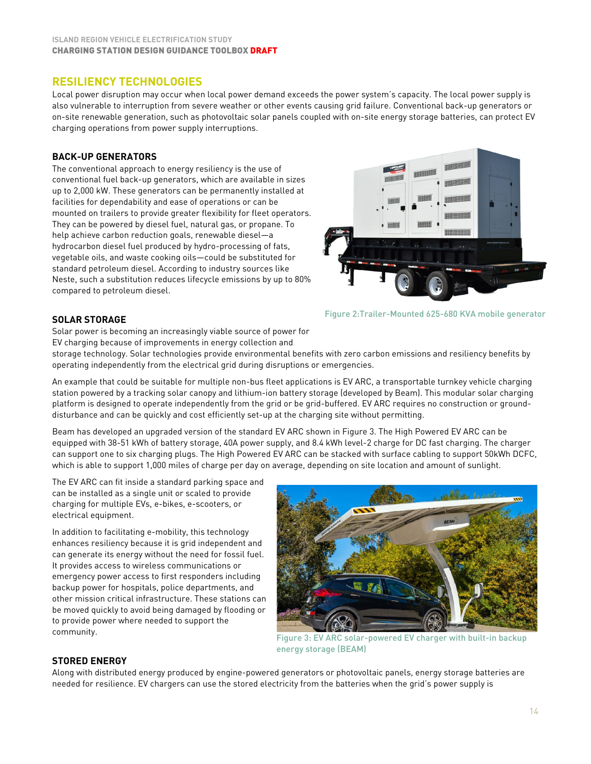## RESILIENCY TECHNOLOGIES

Local power disruption may occur when local power demand exceeds the power system's capacity. The local power supply is also vulnerable to interruption from severe weather or other events causing grid failure. Conventional back-up generators or on-site renewable generation, such as photovoltaic solar panels coupled with on-site energy storage batteries, can protect EV charging operations from power supply interruptions.

### BACK-UP GENERATORS

The conventional approach to energy resiliency is the use of conventional fuel back-up generators, which are available in sizes up to 2,000 kW. These generators can be permanently installed at facilities for dependability and ease of operations or can be mounted on trailers to provide greater flexibility for fleet operators. They can be powered by diesel fuel, natural gas, or propane. To help achieve carbon reduction goals, renewable diesel—a hydrocarbon diesel fuel produced by hydro-processing of fats, vegetable oils, and waste cooking oils—could be substituted for standard petroleum diesel. According to industry sources like Neste, such a substitution reduces lifecycle emissions by up to 80% compared to petroleum diesel.

Figure 2:Trailer-Mounted 625-680 KVA mobile generator

### SOLAR STORAGE

Solar power is becoming an increasingly viable source of power for EV charging because of improvements in energy collection and storage technology. Solar technologies provide environmental benefits with zero carbon emissions and resiliency benefits by operating independently from the electrical grid during disruptions or emergencies.

An example that could be suitable for multiple non-bus fleet applications is EV ARC, a transportable turnkey vehicle charging station powered by a tracking solar canopy and lithium-ion battery storage (developed by Beam). This modular solar charging platform is designed to operate independently from the grid or be grid-buffered. EV ARC requires no construction or ground-disturbance and can be quickly and cost efficiently set-up at the charging site without permitting.

Beam has developed an upgraded version of the standard EV ARC shown in Figure 3. The High Powered EV ARC can be equipped with 38-51 kWh of battery storage, 40A power supply, and 8.4 kWh level-2 charge for DC fast charging. The charger can support one to six charging plugs. The High Powered EV ARC can be stacked with surface cabling to support 50kWh DCFC, which is able to support 1,000 miles of charge per day on average, depending on site location and amount of sunlight.

The EV ARC can fit inside a standard parking space and can be installed as a single unit or scaled to provide charging for multiple EVs, e-bikes, e-scooters, or electrical equipment.

In addition to facilitating e-mobility, this technology enhances resiliency because it is grid independent and can generate its energy without the need for fossil fuel. It provides access to wireless communications or emergency power access to first responders including backup power for hospitals, police departments, and other mission critical infrastructure. These stations can be moved quickly to avoid being damaged by flooding or to provide power where needed to support the community.

Figure 3: EV ARC solar-powered EV charger with built-in backup energy storage (BEAM)

### STORED ENERGY

Along with distributed energy produced by engine-powered generators or photovoltaic panels, energy storage batteries are needed for resilience. EV chargers can use the stored electricity from the batteries when the grid's power supply is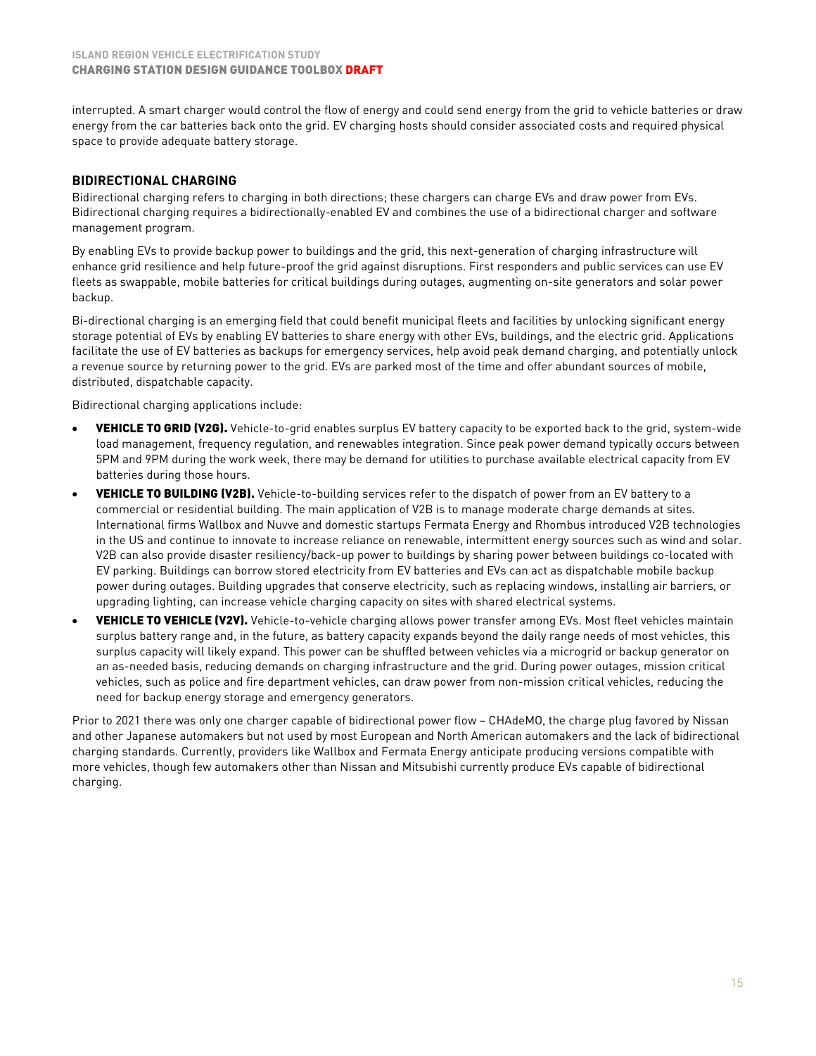interrupted. A smart charger would control the flow of energy and could send energy from the grid to vehicle batteries or draw energy from the car batteries back onto the grid. EV charging hosts should consider associated costs and required physical space to provide adequate battery storage.

### BIDIRECTIONAL CHARGING

Bidirectional charging refers to charging in both directions; these chargers can charge EVs and draw power from EVs. Bidirectional charging requires a bidirectionally-enabled EV and combines the use of a bidirectional charger and software management program.

By enabling EVs to provide backup power to buildings and the grid, this next-generation of charging infrastructure will enhance grid resilience and help future-proof the grid against disruptions. First responders and public services can use EV fleets as swappable, mobile batteries for critical buildings during outages, augmenting on-site generators and solar power backup.

Bi-directional charging is an emerging field that could benefit municipal fleets and facilities by unlocking significant energy storage potential of EVs by enabling EV batteries to share energy with other EVs, buildings, and the electric grid. Applications facilitate the use of EV batteries as backups for emergency services, help avoid peak demand charging, and potentially unlock a revenue source by returning power to the grid. EVs are parked most of the time and offer abundant sources of mobile, distributed, dispatchable capacity.

Bidirectional charging applications include:

- **VEHICLE TO GRID (V2G).** Vehicle-to-grid enables surplus EV battery capacity to be exported back to the grid, system-wide load management, frequency regulation, and renewables integration. Since peak power demand typically occurs between 5PM and 9PM during the work week, there may be demand for utilities to purchase available electrical capacity from EV batteries during those hours.
- **VEHICLE TO BUILDING (V2B).** Vehicle-to-building services refer to the dispatch of power from an EV battery to a commercial or residential building. The main application of V2B is to manage moderate charge demands at sites. International firms Wallbox and Nuvve and domestic startups Fermata Energy and Rhombus introduced V2B technologies in the US and continue to innovate to increase reliance on renewable, intermittent energy sources such as wind and solar. V2B can also provide disaster resiliency/back-up power to buildings by sharing power between buildings co-located with EV parking. Buildings can borrow stored electricity from EV batteries and EVs can act as dispatchable mobile backup power during outages. Building upgrades that conserve electricity, such as replacing windows, installing air barriers, or upgrading lighting, can increase vehicle charging capacity on sites with shared electrical systems.
- **VEHICLE TO VEHICLE (V2V).** Vehicle-to-vehicle charging allows power transfer among EVs. Most fleet vehicles maintain surplus battery range and, in the future, as battery capacity expands beyond the daily range needs of most vehicles, this surplus capacity will likely expand. This power can be shuffled between vehicles via a microgrid or backup generator on an as-needed basis, reducing demands on charging infrastructure and the grid. During power outages, mission critical vehicles, such as police and fire department vehicles, can draw power from non-mission critical vehicles, reducing the need for backup energy storage and emergency generators.

Prior to 2021 there was only one charger capable of bidirectional power flow – CHAdeMO, the charge plug favored by Nissan and other Japanese automakers but not used by most European and North American automakers and the lack of bidirectional charging standards. Currently, providers like Wallbox and Fermata Energy anticipate producing versions compatible with more vehicles, though few automakers other than Nissan and Mitsubishi currently produce EVs capable of bidirectional charging.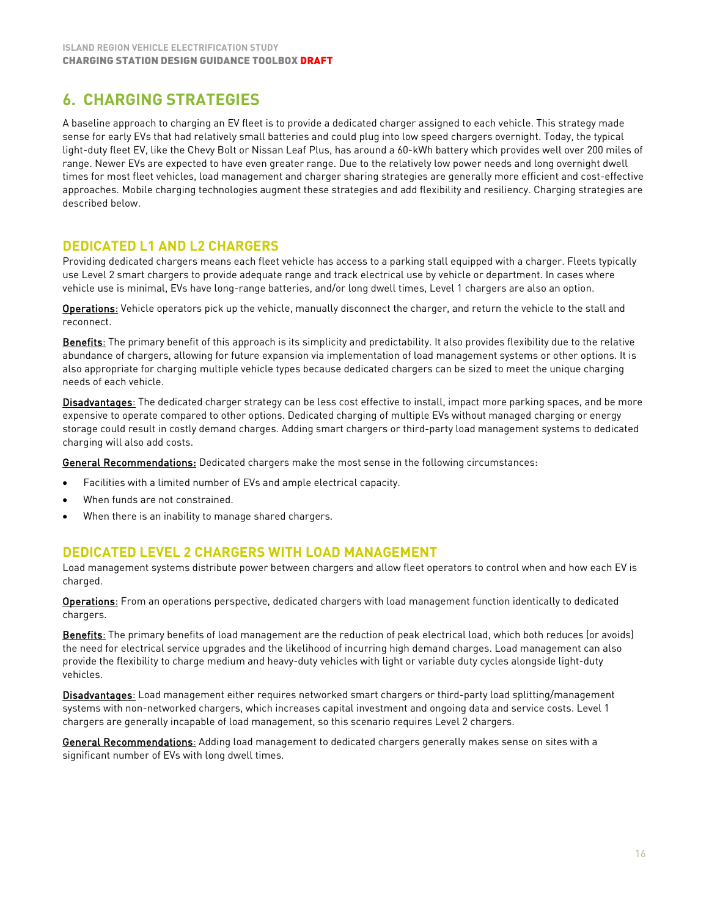## 6. CHARGING STRATEGIES

A baseline approach to charging an EV fleet is to provide a dedicated charger assigned to each vehicle. This strategy made sense for early EVs that had relatively small batteries and could plug into low speed chargers overnight. Today, the typical light-duty fleet EV, like the Chevy Bolt or Nissan Leaf Plus, has around a 60-kWh battery which provides well over 200 miles of range. Newer EVs are expected to have even greater range. Due to the relatively low power needs and long overnight dwell times for most fleet vehicles, load management and charger sharing strategies are generally more efficient and cost-effective approaches. Mobile charging technologies augment these strategies and add flexibility and resiliency. Charging strategies are described below.

### DEDICATED L1 AND L2 CHARGERS

Providing dedicated chargers means each fleet vehicle has access to a parking stall equipped with a charger. Fleets typically use Level 2 smart chargers to provide adequate range and track electrical use by vehicle or department. In cases where vehicle use is minimal, EVs have long-range batteries, and/or long dwell times, Level 1 chargers are also an option.

Operations: Vehicle operators pick up the vehicle, manually disconnect the charger, and return the vehicle to the stall and reconnect.

Benefits: The primary benefit of this approach is its simplicity and predictability. It also provides flexibility due to the relative abundance of chargers, allowing for future expansion via implementation of load management systems or other options. It is also appropriate for charging multiple vehicle types because dedicated chargers can be sized to meet the unique charging needs of each vehicle.

Disadvantages: The dedicated charger strategy can be less cost effective to install, impact more parking spaces, and be more expensive to operate compared to other options. Dedicated charging of multiple EVs without managed charging or energy storage could result in costly demand charges. Adding smart chargers or third-party load management systems to dedicated charging will also add costs.

General Recommendations: Dedicated chargers make the most sense in the following circumstances:

- Facilities with a limited number of EVs and ample electrical capacity.
- When funds are not constrained.
- When there is an inability to manage shared chargers.

### DEDICATED LEVEL 2 CHARGERS WITH LOAD MANAGEMENT

Load management systems distribute power between chargers and allow fleet operators to control when and how each EV is charged.

Operations: From an operations perspective, dedicated chargers with load management function identically to dedicated chargers.

Benefits: The primary benefits of load management are the reduction of peak electrical load, which both reduces (or avoids) the need for electrical service upgrades and the likelihood of incurring high demand charges. Load management can also provide the flexibility to charge medium and heavy-duty vehicles with light or variable duty cycles alongside light-duty vehicles.

Disadvantages: Load management either requires networked smart chargers or third-party load splitting/management systems with non-networked chargers, which increases capital investment and ongoing data and service costs. Level 1 chargers are generally incapable of load management, so this scenario requires Level 2 chargers.

General Recommendations: Adding load management to dedicated chargers generally makes sense on sites with a significant number of EVs with long dwell times.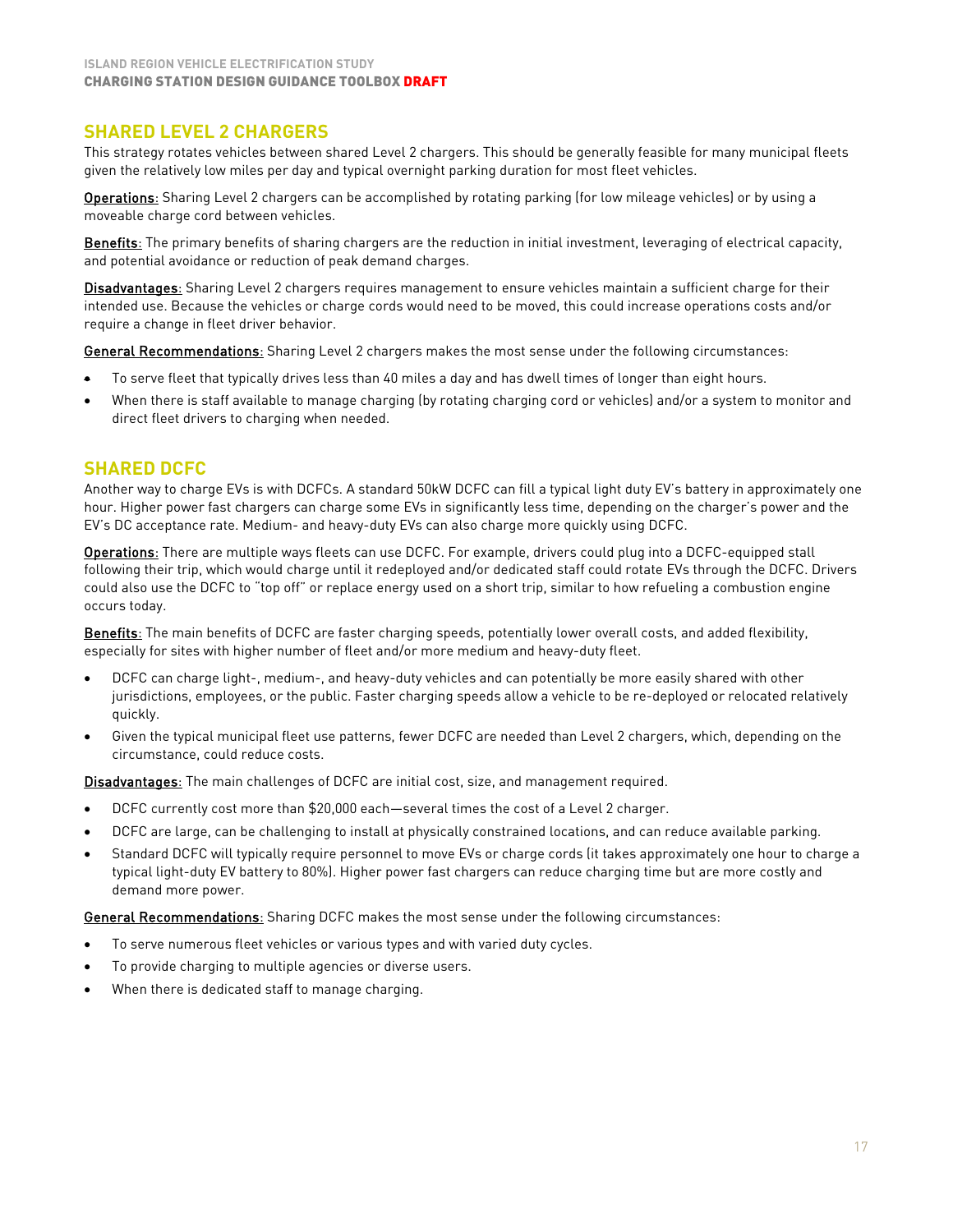## SHARED LEVEL 2 CHARGERS

This strategy rotates vehicles between shared Level 2 chargers. This should be generally feasible for many municipal fleets given the relatively low miles per day and typical overnight parking duration for most fleet vehicles.

Operations: Sharing Level 2 chargers can be accomplished by rotating parking (for low mileage vehicles) or by using a moveable charge cord between vehicles.

Benefits: The primary benefits of sharing chargers are the reduction in initial investment, leveraging of electrical capacity, and potential avoidance or reduction of peak demand charges.

Disadvantages: Sharing Level 2 chargers requires management to ensure vehicles maintain a sufficient charge for their intended use. Because the vehicles or charge cords would need to be moved, this could increase operations costs and/or require a change in fleet driver behavior.

General Recommendations: Sharing Level 2 chargers makes the most sense under the following circumstances:

- To serve fleet that typically drives less than 40 miles a day and has dwell times of longer than eight hours.
- When there is staff available to manage charging (by rotating charging cord or vehicles) and/or a system to monitor and direct fleet drivers to charging when needed.

## SHARED DCFC

Another way to charge EVs is with DCFCs. A standard 50kW DCFC can fill a typical light duty EV's battery in approximately one hour. Higher power fast chargers can charge some EVs in significantly less time, depending on the charger's power and the EV's DC acceptance rate. Medium- and heavy-duty EVs can also charge more quickly using DCFC.

Operations: There are multiple ways fleets can use DCFC. For example, drivers could plug into a DCFC-equipped stall following their trip, which would charge until it redeployed and/or dedicated staff could rotate EVs through the DCFC. Drivers could also use the DCFC to "top off" or replace energy used on a short trip, similar to how refueling a combustion engine occurs today.

Benefits: The main benefits of DCFC are faster charging speeds, potentially lower overall costs, and added flexibility, especially for sites with higher number of fleet and/or more medium and heavy-duty fleet.

- DCFC can charge light-, medium-, and heavy-duty vehicles and can potentially be more easily shared with other jurisdictions, employees, or the public. Faster charging speeds allow a vehicle to be re-deployed or relocated relatively quickly.
- Given the typical municipal fleet use patterns, fewer DCFC are needed than Level 2 chargers, which, depending on the circumstance, could reduce costs.

Disadvantages: The main challenges of DCFC are initial cost, size, and management required.

- DCFC currently cost more than $20,000 each—several times the cost of a Level 2 charger.
- DCFC are large, can be challenging to install at physically constrained locations, and can reduce available parking.
- Standard DCFC will typically require personnel to move EVs or charge cords (it takes approximately one hour to charge a typical light-duty EV battery to 80%). Higher power fast chargers can reduce charging time but are more costly and demand more power.

General Recommendations: Sharing DCFC makes the most sense under the following circumstances:

- To serve numerous fleet vehicles or various types and with varied duty cycles.
- To provide charging to multiple agencies or diverse users.
- When there is dedicated staff to manage charging.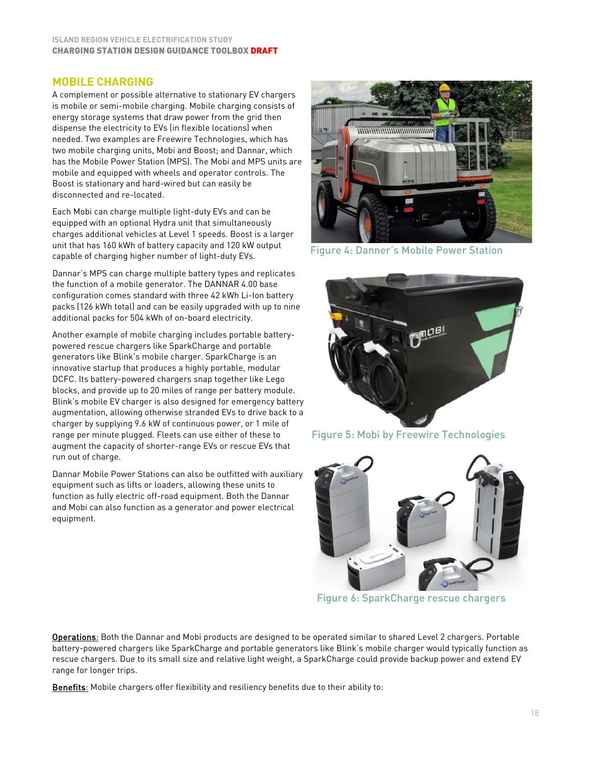## MOBILE CHARGING

A complement or possible alternative to stationary EV chargers is mobile or semi-mobile charging. Mobile charging consists of energy storage systems that draw power from the grid then dispense the electricity to EVs (in flexible locations) when needed. Two examples are Freewire Technologies, which has two mobile charging units, Mobi and Boost; and Dannar, which has the Mobile Power Station (MPS). The Mobi and MPS units are mobile and equipped with wheels and operator controls. The Boost is stationary and hard-wired but can easily be disconnected and re-located.

Each Mobi can charge multiple light-duty EVs and can be equipped with an optional Hydra unit that simultaneously charges additional vehicles at Level 1 speeds. Boost is a larger unit that has 160 kWh of battery capacity and 120 kW output capable of charging higher number of light-duty EVs.

Dannar's MPS can charge multiple battery types and replicates the function of a mobile generator. The DANNAR 4.00 base configuration comes standard with three 42 kWh Li-Ion battery packs (126 kWh total) and can be easily upgraded with up to nine additional packs for 504 kWh of on-board electricity.

Another example of mobile charging includes portable battery-powered rescue chargers like SparkCharge and portable generators like Blink's mobile charger. SparkCharge is an innovative startup that produces a highly portable, modular DCFC. Its battery-powered chargers snap together like Lego blocks, and provide up to 20 miles of range per battery module. Blink's mobile EV charger is also designed for emergency battery augmentation, allowing otherwise stranded EVs to drive back to a charger by supplying 9.6 kW of continuous power, or 1 mile of range per minute plugged. Fleets can use either of these to augment the capacity of shorter-range EVs or rescue EVs that run out of charge.

Dannar Mobile Power Stations can also be outfitted with auxiliary equipment such as lifts or loaders, allowing these units to function as fully electric off-road equipment. Both the Dannar and Mobi can also function as a generator and power electrical equipment.

Figure 4: Danner's Mobile Power Station

Figure 5: Mobi by Freewire Technologies

Figure 6: SparkCharge rescue chargers

Operations: Both the Dannar and Mobi products are designed to be operated similar to shared Level 2 chargers. Portable battery-powered chargers like SparkCharge and portable generators like Blink's mobile charger would typically function as rescue chargers. Due to its small size and relative light weight, a SparkCharge could provide backup power and extend EV range for longer trips.

Benefits: Mobile chargers offer flexibility and resiliency benefits due to their ability to: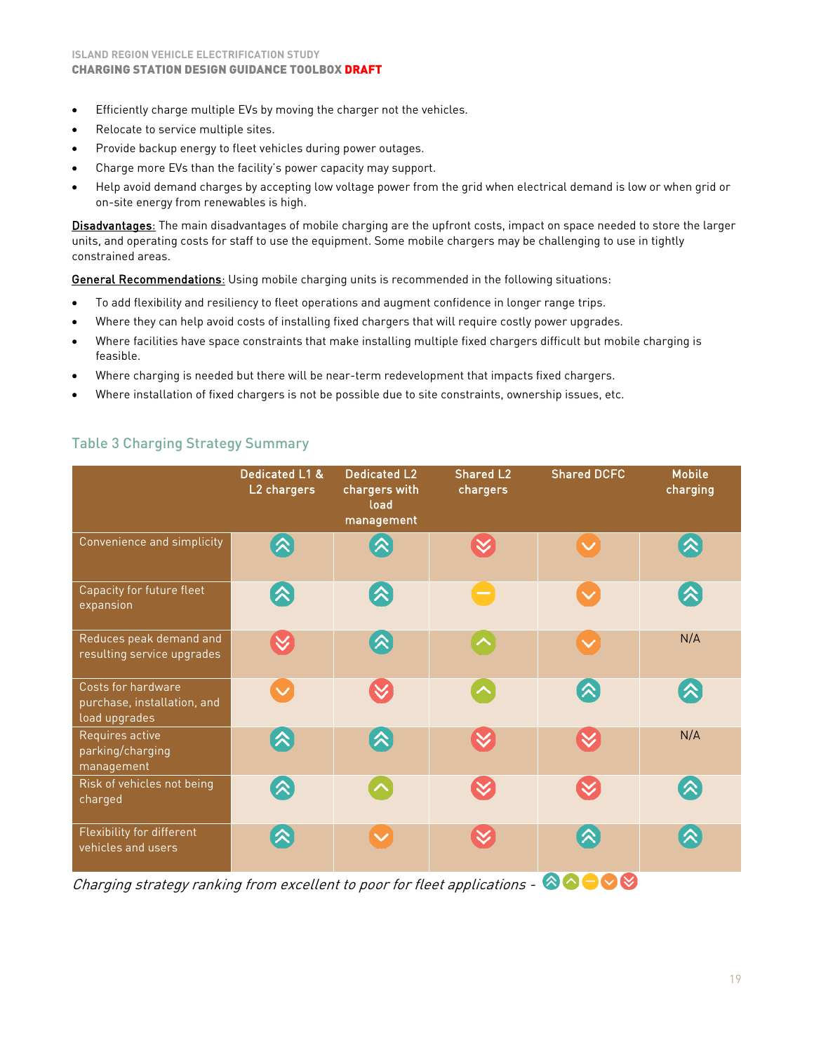- Efficiently charge multiple EVs by moving the charger not the vehicles.
- Relocate to service multiple sites.
- Provide backup energy to fleet vehicles during power outages.
- Charge more EVs than the facility's power capacity may support.
- Help avoid demand charges by accepting low voltage power from the grid when electrical demand is low or when grid or on-site energy from renewables is high.

<u>Disadvantages</u>: The main disadvantages of mobile charging are the upfront costs, impact on space needed to store the larger units, and operating costs for staff to use the equipment. Some mobile chargers may be challenging to use in tightly constrained areas.

<u>General Recommendations</u>: Using mobile charging units is recommended in the following situations:

- To add flexibility and resiliency to fleet operations and augment confidence in longer range trips.
- Where they can help avoid costs of installing fixed chargers that will require costly power upgrades.
- Where facilities have space constraints that make installing multiple fixed chargers difficult but mobile charging is feasible.
- Where charging is needed but there will be near-term redevelopment that impacts fixed chargers.
- Where installation of fixed chargers is not be possible due to site constraints, ownership issues, etc.

## Table 3 Charging Strategy Summary

| | Dedicated L1 & L2 chargers | Dedicated L2 chargers with load management | Shared L2 chargers | Shared DCFC | Mobile charging |
|---|---|---|---|---|---|
| Convenience and simplicity | ⇈ | ⇈ | ⇊ | ↓ | ⇈ |
| Capacity for future fleet expansion | ⇈ | ⇈ | – | ↓ | ⇈ |
| Reduces peak demand and resulting service upgrades | ⇊ | ⇈ | ↑ | ↓ | N/A |
| Costs for hardware purchase, installation, and load upgrades | ↓ | ⇊ | ↑ | ⇈ | ⇈ |
| Requires active parking/charging management | ⇈ | ⇈ | ⇊ | ⇊ | N/A |
| Risk of vehicles not being charged | ⇈ | ↑ | ⇊ | ⇊ | ⇈ |
| Flexibility for different vehicles and users | ⇈ | ↓ | ⇊ | ⇈ | ⇈ |

*Charging strategy ranking from excellent to poor for fleet applications -* ⇈ ↑ – ↓ ⇊